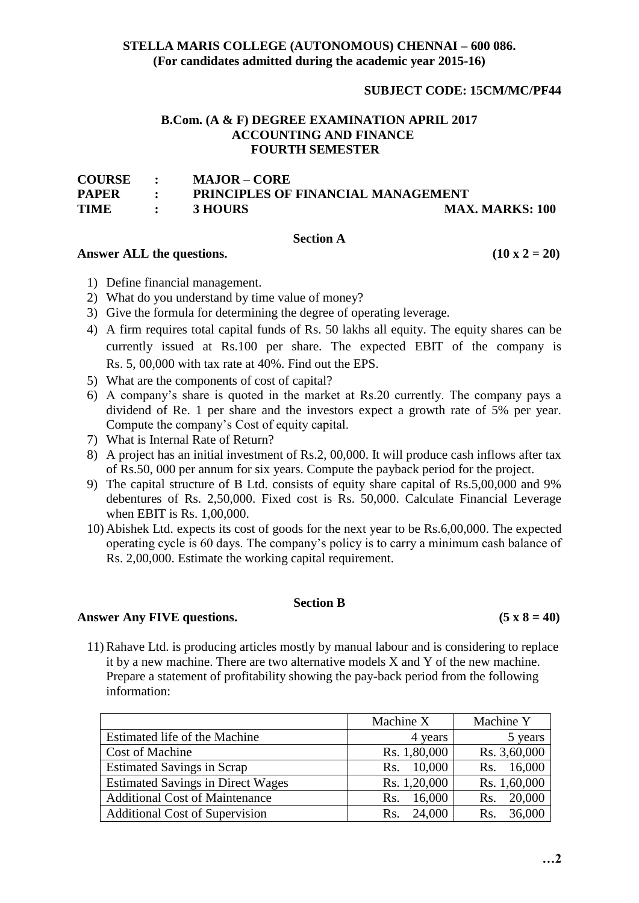**STELLA MARIS COLLEGE (AUTONOMOUS) CHENNAI – 600 086.**
**(For candidates admitted during the academic year 2015-16)**

**SUBJECT CODE: 15CM/MC/PF44**

**B.Com. (A & F) DEGREE EXAMINATION APRIL 2017**
**ACCOUNTING AND FINANCE**
**FOURTH SEMESTER**

**COURSE : MAJOR – CORE**
**PAPER : PRINCIPLES OF FINANCIAL MANAGEMENT**
**TIME : 3 HOURS** **MAX. MARKS: 100**

## Section A

**Answer ALL the questions.** **(10 x 2 = 20)**

1) Define financial management.
2) What do you understand by time value of money?
3) Give the formula for determining the degree of operating leverage.
4) A firm requires total capital funds of Rs. 50 lakhs all equity. The equity shares can be currently issued at Rs.100 per share. The expected EBIT of the company is Rs. 5, 00,000 with tax rate at 40%. Find out the EPS.
5) What are the components of cost of capital?
6) A company's share is quoted in the market at Rs.20 currently. The company pays a dividend of Re. 1 per share and the investors expect a growth rate of 5% per year. Compute the company's Cost of equity capital.
7) What is Internal Rate of Return?
8) A project has an initial investment of Rs.2, 00,000. It will produce cash inflows after tax of Rs.50, 000 per annum for six years. Compute the payback period for the project.
9) The capital structure of B Ltd. consists of equity share capital of Rs.5,00,000 and 9% debentures of Rs. 2,50,000. Fixed cost is Rs. 50,000. Calculate Financial Leverage when EBIT is Rs. 1,00,000.
10) Abishek Ltd. expects its cost of goods for the next year to be Rs.6,00,000. The expected operating cycle is 60 days. The company's policy is to carry a minimum cash balance of Rs. 2,00,000. Estimate the working capital requirement.

## Section B

**Answer Any FIVE questions.** **(5 x 8 = 40)**

11) Rahave Ltd. is producing articles mostly by manual labour and is considering to replace it by a new machine. There are two alternative models X and Y of the new machine. Prepare a statement of profitability showing the pay-back period from the following information:

| | Machine X | Machine Y |
|---|---|---|
| Estimated life of the Machine | 4 years | 5 years |
| Cost of Machine | Rs. 1,80,000 | Rs. 3,60,000 |
| Estimated Savings in Scrap | Rs. 10,000 | Rs. 16,000 |
| Estimated Savings in Direct Wages | Rs. 1,20,000 | Rs. 1,60,000 |
| Additional Cost of Maintenance | Rs. 16,000 | Rs. 20,000 |
| Additional Cost of Supervision | Rs. 24,000 | Rs. 36,000 |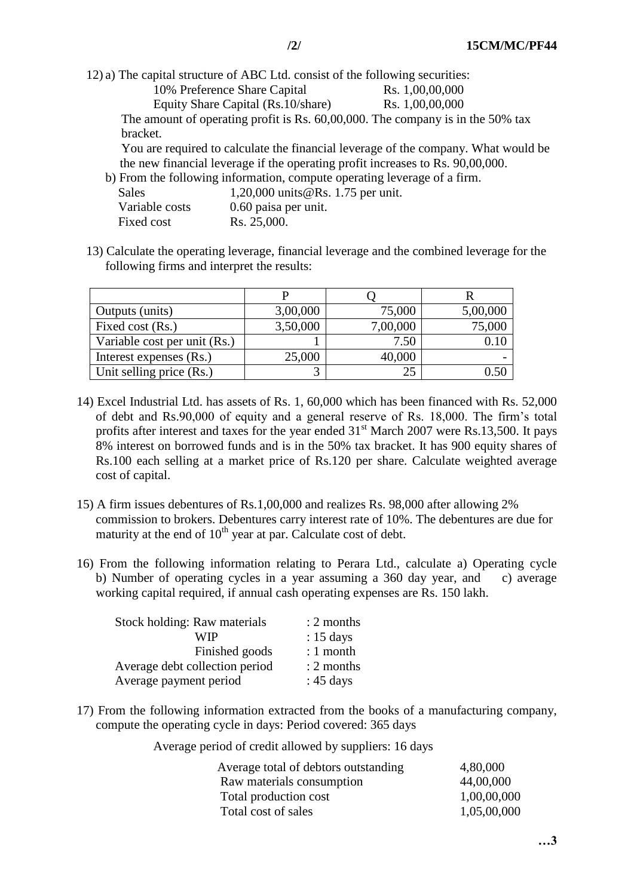12) a) The capital structure of ABC Ltd. consist of the following securities:

| | |
|---|---|
| 10% Preference Share Capital | Rs. 1,00,00,000 |
| Equity Share Capital (Rs.10/share) | Rs. 1,00,00,000 |

The amount of operating profit is Rs. 60,00,000. The company is in the 50% tax bracket.

You are required to calculate the financial leverage of the company. What would be the new financial leverage if the operating profit increases to Rs. 90,00,000.

b) From the following information, compute operating leverage of a firm.

| | |
|---|---|
| Sales | 1,20,000 units@Rs. 1.75 per unit. |
| Variable costs | 0.60 paisa per unit. |
| Fixed cost | Rs. 25,000. |

13) Calculate the operating leverage, financial leverage and the combined leverage for the following firms and interpret the results:

| | P | Q | R |
|---|---|---|---|
| Outputs (units) | 3,00,000 | 75,000 | 5,00,000 |
| Fixed cost (Rs.) | 3,50,000 | 7,00,000 | 75,000 |
| Variable cost per unit (Rs.) | 1 | 7.50 | 0.10 |
| Interest expenses (Rs.) | 25,000 | 40,000 | - |
| Unit selling price (Rs.) | 3 | 25 | 0.50 |

14) Excel Industrial Ltd. has assets of Rs. 1, 60,000 which has been financed with Rs. 52,000 of debt and Rs.90,000 of equity and a general reserve of Rs. 18,000. The firm's total profits after interest and taxes for the year ended 31st March 2007 were Rs.13,500. It pays 8% interest on borrowed funds and is in the 50% tax bracket. It has 900 equity shares of Rs.100 each selling at a market price of Rs.120 per share. Calculate weighted average cost of capital.

15) A firm issues debentures of Rs.1,00,000 and realizes Rs. 98,000 after allowing 2% commission to brokers. Debentures carry interest rate of 10%. The debentures are due for maturity at the end of 10th year at par. Calculate cost of debt.

16) From the following information relating to Perara Ltd., calculate a) Operating cycle b) Number of operating cycles in a year assuming a 360 day year, and c) average working capital required, if annual cash operating expenses are Rs. 150 lakh.

| | |
|---|---|
| Stock holding: Raw materials | : 2 months |
| WIP | : 15 days |
| Finished goods | : 1 month |
| Average debt collection period | : 2 months |
| Average payment period | : 45 days |

17) From the following information extracted from the books of a manufacturing company, compute the operating cycle in days: Period covered: 365 days

Average period of credit allowed by suppliers: 16 days

| | |
|---|---|
| Average total of debtors outstanding | 4,80,000 |
| Raw materials consumption | 44,00,000 |
| Total production cost | 1,00,00,000 |
| Total cost of sales | 1,05,00,000 |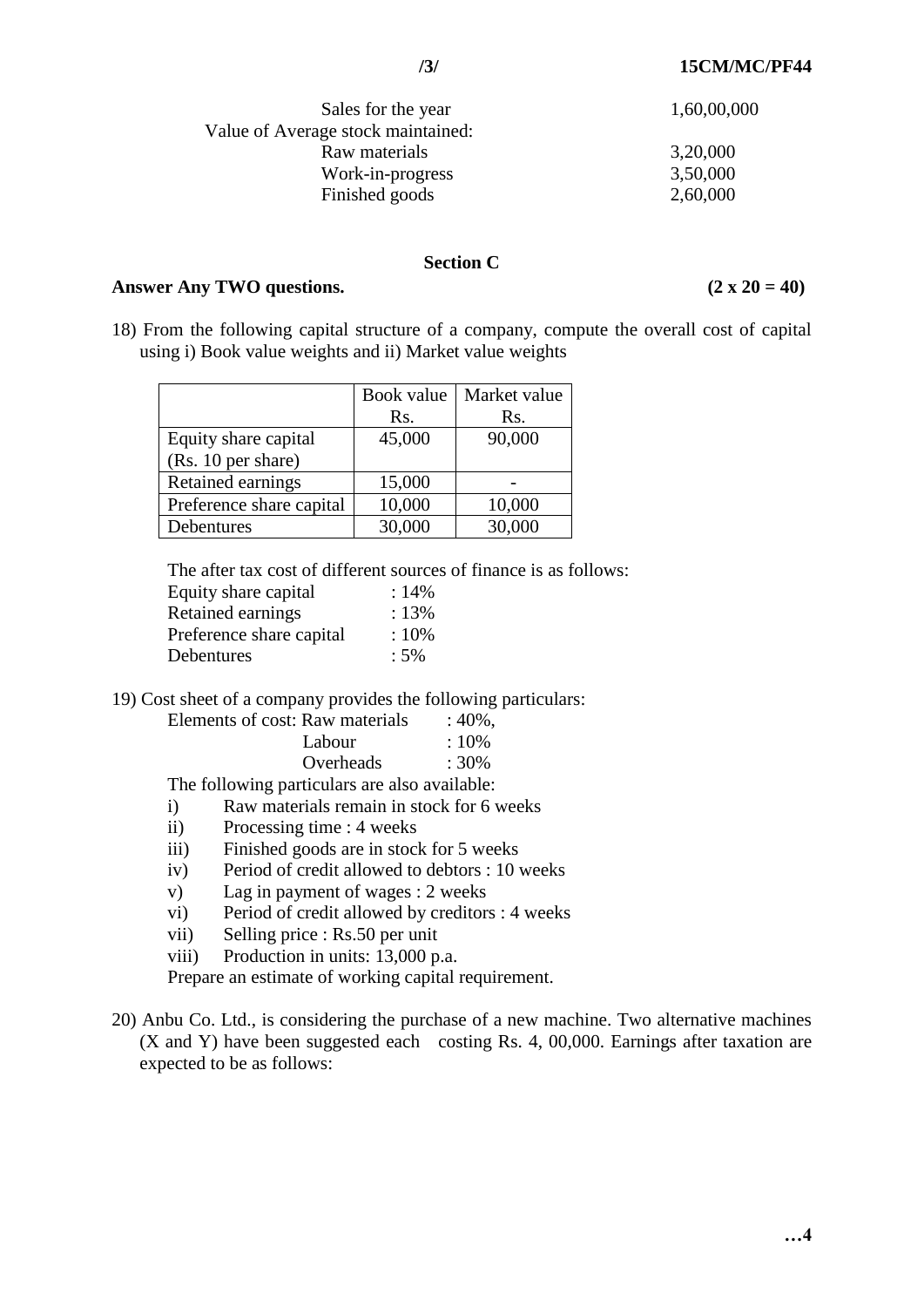| | |
|---|---|
| Sales for the year | 1,60,00,000 |
| Value of Average stock maintained: | |
| Raw materials | 3,20,000 |
| Work-in-progress | 3,50,000 |
| Finished goods | 2,60,000 |

## Section C

**Answer Any TWO questions.** **(2 x 20 = 40)**

18) From the following capital structure of a company, compute the overall cost of capital using i) Book value weights and ii) Market value weights

| | Book value Rs. | Market value Rs. |
|---|---|---|
| Equity share capital (Rs. 10 per share) | 45,000 | 90,000 |
| Retained earnings | 15,000 | - |
| Preference share capital | 10,000 | 10,000 |
| Debentures | 30,000 | 30,000 |

The after tax cost of different sources of finance is as follows:

| | |
|---|---|
| Equity share capital | : 14% |
| Retained earnings | : 13% |
| Preference share capital | : 10% |
| Debentures | : 5% |

19) Cost sheet of a company provides the following particulars:

Elements of cost: Raw materials : 40%,
Labour : 10%
Overheads : 30%

The following particulars are also available:

i) Raw materials remain in stock for 6 weeks
ii) Processing time : 4 weeks
iii) Finished goods are in stock for 5 weeks
iv) Period of credit allowed to debtors : 10 weeks
v) Lag in payment of wages : 2 weeks
vi) Period of credit allowed by creditors : 4 weeks
vii) Selling price : Rs.50 per unit
viii) Production in units: 13,000 p.a.

Prepare an estimate of working capital requirement.

20) Anbu Co. Ltd., is considering the purchase of a new machine. Two alternative machines (X and Y) have been suggested each costing Rs. 4, 00,000. Earnings after taxation are expected to be as follows: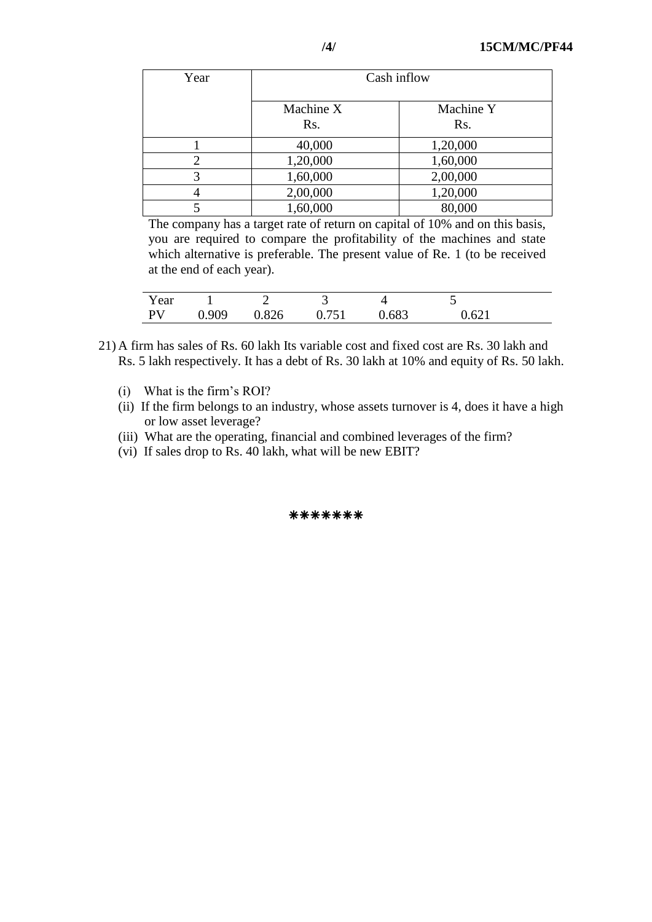| Year | Cash inflow | |
|---|---|---|
| | Machine X<br>Rs. | Machine Y<br>Rs. |
| 1 | 40,000 | 1,20,000 |
| 2 | 1,20,000 | 1,60,000 |
| 3 | 1,60,000 | 2,00,000 |
| 4 | 2,00,000 | 1,20,000 |
| 5 | 1,60,000 | 80,000 |

The company has a target rate of return on capital of 10% and on this basis, you are required to compare the profitability of the machines and state which alternative is preferable. The present value of Re. 1 (to be received at the end of each year).

| Year | 1 | 2 | 3 | 4 | 5 |
|---|---|---|---|---|---|
| PV | 0.909 | 0.826 | 0.751 | 0.683 | 0.621 |

21) A firm has sales of Rs. 60 lakh Its variable cost and fixed cost are Rs. 30 lakh and Rs. 5 lakh respectively. It has a debt of Rs. 30 lakh at 10% and equity of Rs. 50 lakh.

(i) What is the firm's ROI?

(ii) If the firm belongs to an industry, whose assets turnover is 4, does it have a high or low asset leverage?

(iii) What are the operating, financial and combined leverages of the firm?

(vi) If sales drop to Rs. 40 lakh, what will be new EBIT?

*******